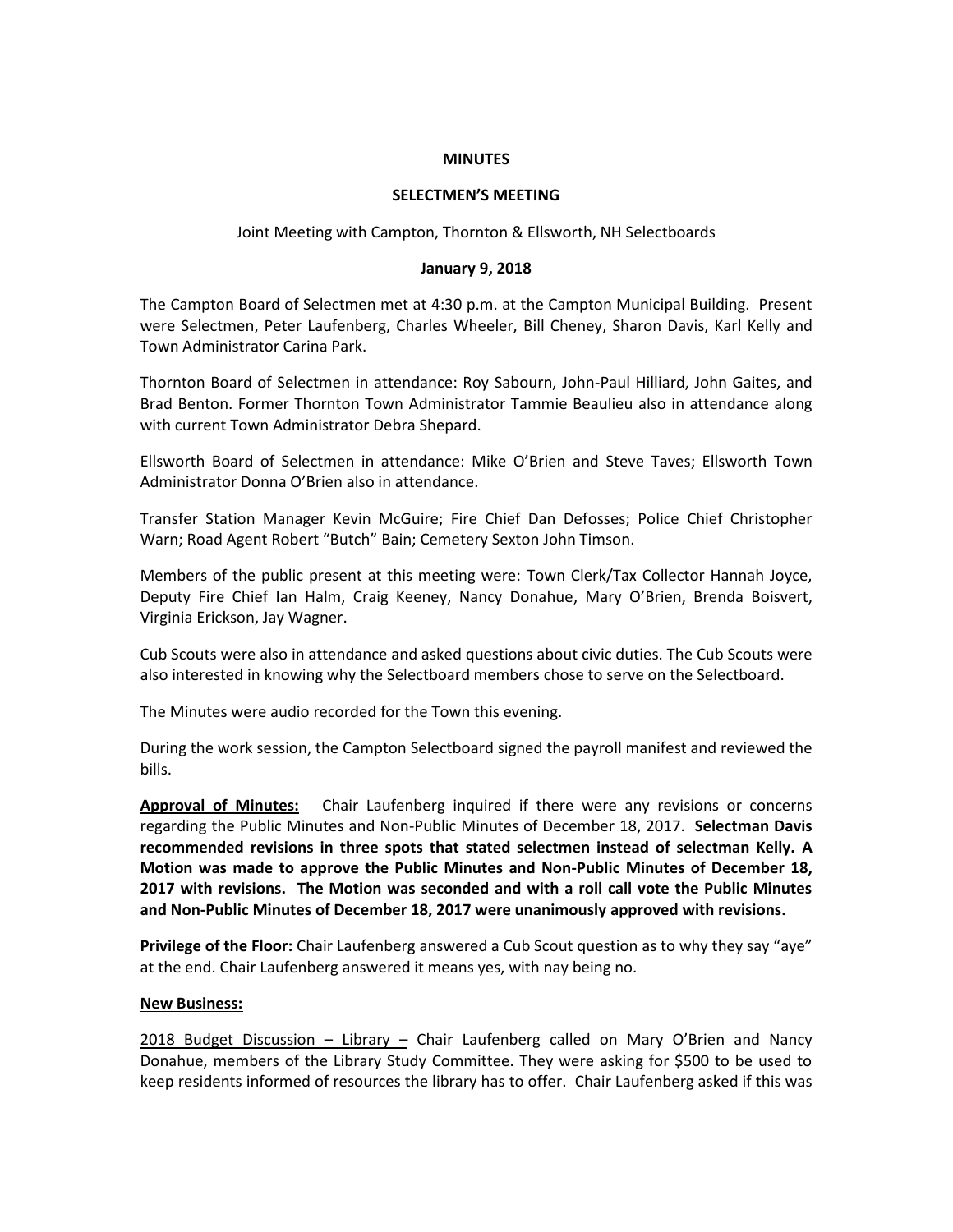**MINUTES**

**SELECTMEN'S MEETING**

Joint Meeting with Campton, Thornton & Ellsworth, NH Selectboards

**January 9, 2018**

The Campton Board of Selectmen met at 4:30 p.m. at the Campton Municipal Building. Present were Selectmen, Peter Laufenberg, Charles Wheeler, Bill Cheney, Sharon Davis, Karl Kelly and Town Administrator Carina Park.

Thornton Board of Selectmen in attendance: Roy Sabourn, John-Paul Hilliard, John Gaites, and Brad Benton. Former Thornton Town Administrator Tammie Beaulieu also in attendance along with current Town Administrator Debra Shepard.

Ellsworth Board of Selectmen in attendance: Mike O'Brien and Steve Taves; Ellsworth Town Administrator Donna O'Brien also in attendance.

Transfer Station Manager Kevin McGuire; Fire Chief Dan Defosses; Police Chief Christopher Warn; Road Agent Robert "Butch" Bain; Cemetery Sexton John Timson.

Members of the public present at this meeting were: Town Clerk/Tax Collector Hannah Joyce, Deputy Fire Chief Ian Halm, Craig Keeney, Nancy Donahue, Mary O'Brien, Brenda Boisvert, Virginia Erickson, Jay Wagner.

Cub Scouts were also in attendance and asked questions about civic duties. The Cub Scouts were also interested in knowing why the Selectboard members chose to serve on the Selectboard.

The Minutes were audio recorded for the Town this evening.

During the work session, the Campton Selectboard signed the payroll manifest and reviewed the bills.

**Approval of Minutes:** Chair Laufenberg inquired if there were any revisions or concerns regarding the Public Minutes and Non-Public Minutes of December 18, 2017. **Selectman Davis recommended revisions in three spots that stated selectmen instead of selectman Kelly. A Motion was made to approve the Public Minutes and Non-Public Minutes of December 18, 2017 with revisions. The Motion was seconded and with a roll call vote the Public Minutes and Non-Public Minutes of December 18, 2017 were unanimously approved with revisions.**

**Privilege of the Floor:** Chair Laufenberg answered a Cub Scout question as to why they say "aye" at the end. Chair Laufenberg answered it means yes, with nay being no.

**New Business:**

2018 Budget Discussion – Library – Chair Laufenberg called on Mary O'Brien and Nancy Donahue, members of the Library Study Committee. They were asking for $500 to be used to keep residents informed of resources the library has to offer. Chair Laufenberg asked if this was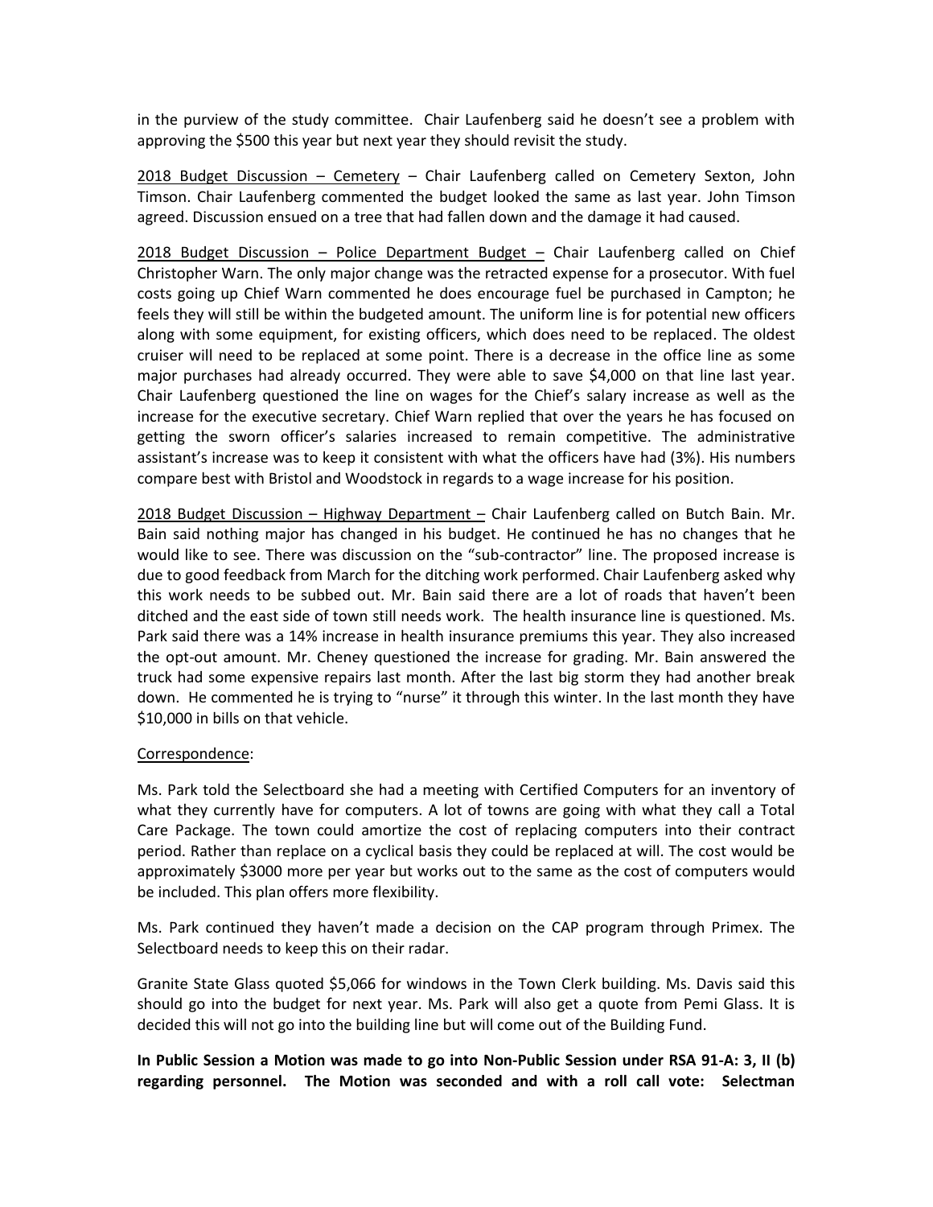in the purview of the study committee. Chair Laufenberg said he doesn't see a problem with approving the $500 this year but next year they should revisit the study.

<u>2018 Budget Discussion – Cemetery</u> – Chair Laufenberg called on Cemetery Sexton, John Timson. Chair Laufenberg commented the budget looked the same as last year. John Timson agreed. Discussion ensued on a tree that had fallen down and the damage it had caused.

<u>2018 Budget Discussion – Police Department Budget –</u> Chair Laufenberg called on Chief Christopher Warn. The only major change was the retracted expense for a prosecutor. With fuel costs going up Chief Warn commented he does encourage fuel be purchased in Campton; he feels they will still be within the budgeted amount. The uniform line is for potential new officers along with some equipment, for existing officers, which does need to be replaced. The oldest cruiser will need to be replaced at some point. There is a decrease in the office line as some major purchases had already occurred. They were able to save $4,000 on that line last year. Chair Laufenberg questioned the line on wages for the Chief's salary increase as well as the increase for the executive secretary. Chief Warn replied that over the years he has focused on getting the sworn officer's salaries increased to remain competitive. The administrative assistant's increase was to keep it consistent with what the officers have had (3%). His numbers compare best with Bristol and Woodstock in regards to a wage increase for his position.

<u>2018 Budget Discussion – Highway Department –</u> Chair Laufenberg called on Butch Bain. Mr. Bain said nothing major has changed in his budget. He continued he has no changes that he would like to see. There was discussion on the "sub-contractor" line. The proposed increase is due to good feedback from March for the ditching work performed. Chair Laufenberg asked why this work needs to be subbed out. Mr. Bain said there are a lot of roads that haven't been ditched and the east side of town still needs work. The health insurance line is questioned. Ms. Park said there was a 14% increase in health insurance premiums this year. They also increased the opt-out amount. Mr. Cheney questioned the increase for grading. Mr. Bain answered the truck had some expensive repairs last month. After the last big storm they had another break down. He commented he is trying to "nurse" it through this winter. In the last month they have $10,000 in bills on that vehicle.

<u>Correspondence</u>:

Ms. Park told the Selectboard she had a meeting with Certified Computers for an inventory of what they currently have for computers. A lot of towns are going with what they call a Total Care Package. The town could amortize the cost of replacing computers into their contract period. Rather than replace on a cyclical basis they could be replaced at will. The cost would be approximately $3000 more per year but works out to the same as the cost of computers would be included. This plan offers more flexibility.

Ms. Park continued they haven't made a decision on the CAP program through Primex. The Selectboard needs to keep this on their radar.

Granite State Glass quoted $5,066 for windows in the Town Clerk building. Ms. Davis said this should go into the budget for next year. Ms. Park will also get a quote from Pemi Glass. It is decided this will not go into the building line but will come out of the Building Fund.

**In Public Session a Motion was made to go into Non-Public Session under RSA 91-A: 3, II (b) regarding personnel. The Motion was seconded and with a roll call vote: Selectman**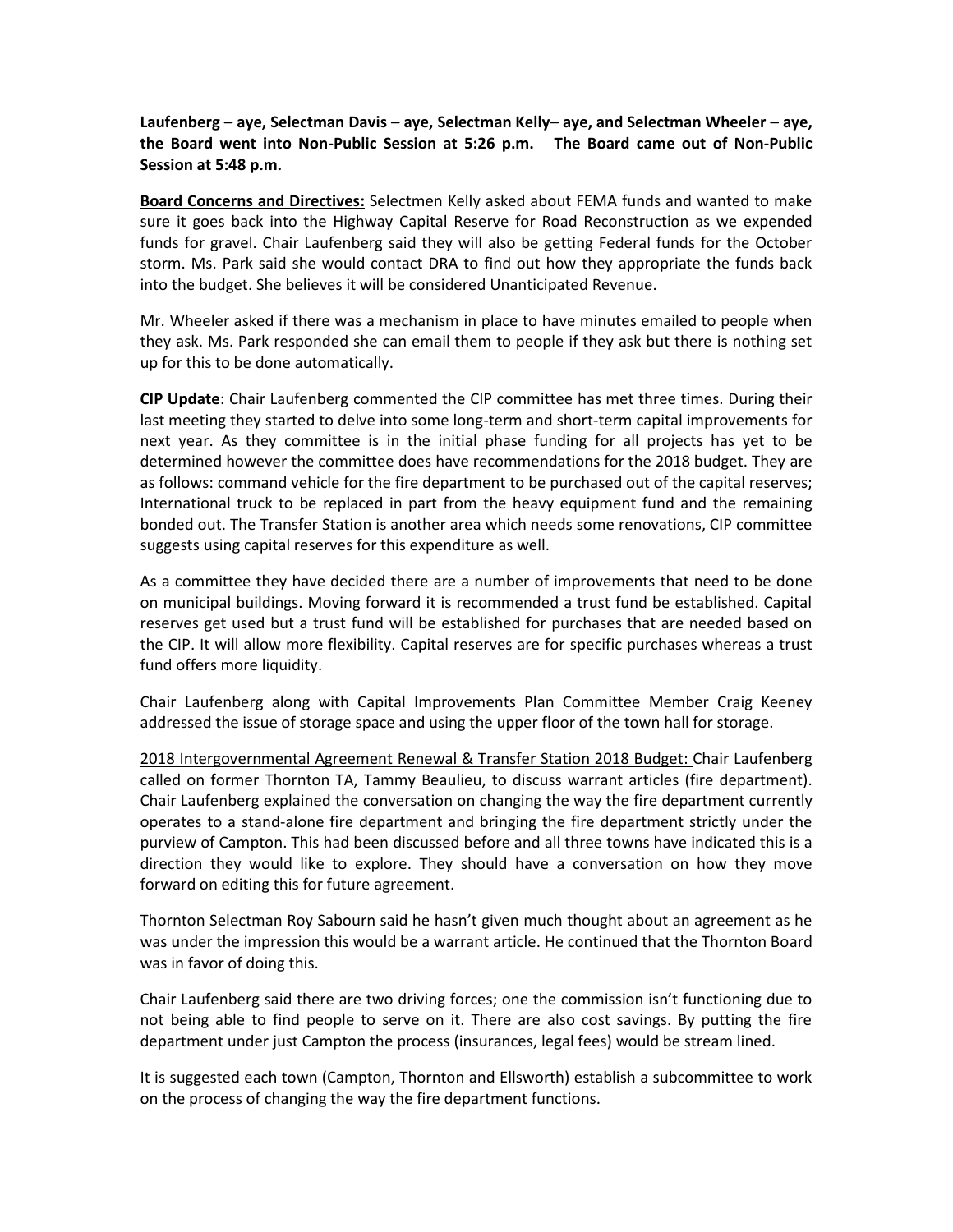**Laufenberg – aye, Selectman Davis – aye, Selectman Kelly– aye, and Selectman Wheeler – aye, the Board went into Non-Public Session at 5:26 p.m. The Board came out of Non-Public Session at 5:48 p.m.**

**Board Concerns and Directives:** Selectmen Kelly asked about FEMA funds and wanted to make sure it goes back into the Highway Capital Reserve for Road Reconstruction as we expended funds for gravel. Chair Laufenberg said they will also be getting Federal funds for the October storm. Ms. Park said she would contact DRA to find out how they appropriate the funds back into the budget. She believes it will be considered Unanticipated Revenue.

Mr. Wheeler asked if there was a mechanism in place to have minutes emailed to people when they ask. Ms. Park responded she can email them to people if they ask but there is nothing set up for this to be done automatically.

**CIP Update**: Chair Laufenberg commented the CIP committee has met three times. During their last meeting they started to delve into some long-term and short-term capital improvements for next year. As they committee is in the initial phase funding for all projects has yet to be determined however the committee does have recommendations for the 2018 budget. They are as follows: command vehicle for the fire department to be purchased out of the capital reserves; International truck to be replaced in part from the heavy equipment fund and the remaining bonded out. The Transfer Station is another area which needs some renovations, CIP committee suggests using capital reserves for this expenditure as well.

As a committee they have decided there are a number of improvements that need to be done on municipal buildings. Moving forward it is recommended a trust fund be established. Capital reserves get used but a trust fund will be established for purchases that are needed based on the CIP. It will allow more flexibility. Capital reserves are for specific purchases whereas a trust fund offers more liquidity.

Chair Laufenberg along with Capital Improvements Plan Committee Member Craig Keeney addressed the issue of storage space and using the upper floor of the town hall for storage.

2018 Intergovernmental Agreement Renewal & Transfer Station 2018 Budget: Chair Laufenberg called on former Thornton TA, Tammy Beaulieu, to discuss warrant articles (fire department). Chair Laufenberg explained the conversation on changing the way the fire department currently operates to a stand-alone fire department and bringing the fire department strictly under the purview of Campton. This had been discussed before and all three towns have indicated this is a direction they would like to explore. They should have a conversation on how they move forward on editing this for future agreement.

Thornton Selectman Roy Sabourn said he hasn't given much thought about an agreement as he was under the impression this would be a warrant article. He continued that the Thornton Board was in favor of doing this.

Chair Laufenberg said there are two driving forces; one the commission isn't functioning due to not being able to find people to serve on it. There are also cost savings. By putting the fire department under just Campton the process (insurances, legal fees) would be stream lined.

It is suggested each town (Campton, Thornton and Ellsworth) establish a subcommittee to work on the process of changing the way the fire department functions.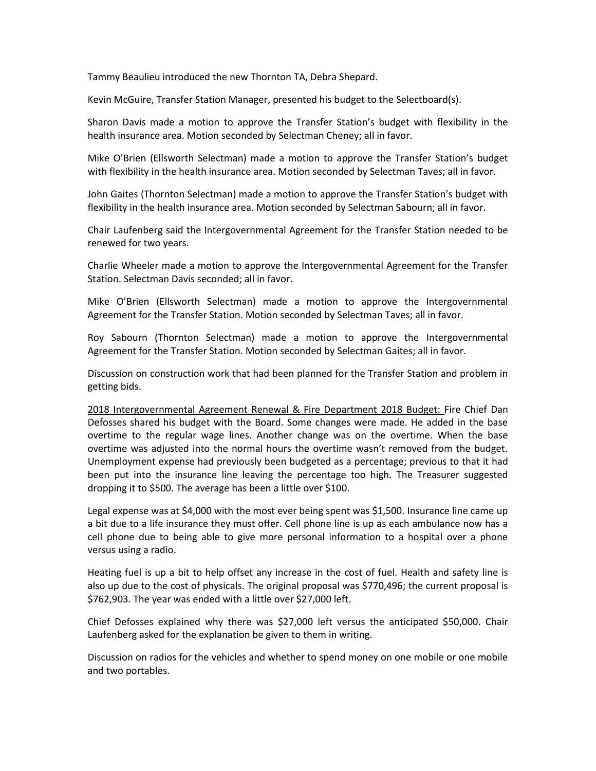Tammy Beaulieu introduced the new Thornton TA, Debra Shepard.

Kevin McGuire, Transfer Station Manager, presented his budget to the Selectboard(s).

Sharon Davis made a motion to approve the Transfer Station's budget with flexibility in the health insurance area. Motion seconded by Selectman Cheney; all in favor.

Mike O'Brien (Ellsworth Selectman) made a motion to approve the Transfer Station's budget with flexibility in the health insurance area. Motion seconded by Selectman Taves; all in favor.

John Gaites (Thornton Selectman) made a motion to approve the Transfer Station's budget with flexibility in the health insurance area. Motion seconded by Selectman Sabourn; all in favor.

Chair Laufenberg said the Intergovernmental Agreement for the Transfer Station needed to be renewed for two years.

Charlie Wheeler made a motion to approve the Intergovernmental Agreement for the Transfer Station. Selectman Davis seconded; all in favor.

Mike O'Brien (Ellsworth Selectman) made a motion to approve the Intergovernmental Agreement for the Transfer Station. Motion seconded by Selectman Taves; all in favor.

Roy Sabourn (Thornton Selectman) made a motion to approve the Intergovernmental Agreement for the Transfer Station. Motion seconded by Selectman Gaites; all in favor.

Discussion on construction work that had been planned for the Transfer Station and problem in getting bids.

<u>2018 Intergovernmental Agreement Renewal & Fire Department 2018 Budget:</u> Fire Chief Dan Defosses shared his budget with the Board. Some changes were made. He added in the base overtime to the regular wage lines. Another change was on the overtime. When the base overtime was adjusted into the normal hours the overtime wasn't removed from the budget. Unemployment expense had previously been budgeted as a percentage; previous to that it had been put into the insurance line leaving the percentage too high. The Treasurer suggested dropping it to $500. The average has been a little over $100.

Legal expense was at $4,000 with the most ever being spent was $1,500. Insurance line came up a bit due to a life insurance they must offer. Cell phone line is up as each ambulance now has a cell phone due to being able to give more personal information to a hospital over a phone versus using a radio.

Heating fuel is up a bit to help offset any increase in the cost of fuel. Health and safety line is also up due to the cost of physicals. The original proposal was $770,496; the current proposal is $762,903. The year was ended with a little over $27,000 left.

Chief Defosses explained why there was $27,000 left versus the anticipated $50,000. Chair Laufenberg asked for the explanation be given to them in writing.

Discussion on radios for the vehicles and whether to spend money on one mobile or one mobile and two portables.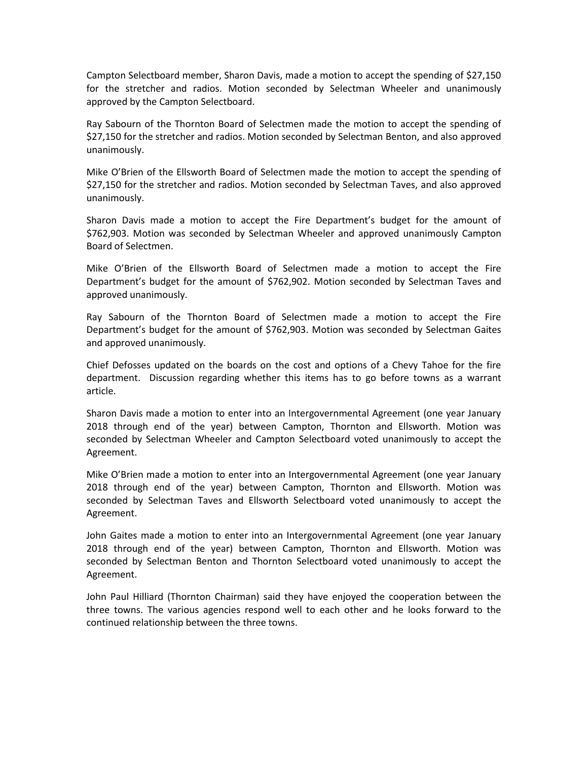Campton Selectboard member, Sharon Davis, made a motion to accept the spending of $27,150 for the stretcher and radios. Motion seconded by Selectman Wheeler and unanimously approved by the Campton Selectboard.

Ray Sabourn of the Thornton Board of Selectmen made the motion to accept the spending of $27,150 for the stretcher and radios. Motion seconded by Selectman Benton, and also approved unanimously.

Mike O'Brien of the Ellsworth Board of Selectmen made the motion to accept the spending of $27,150 for the stretcher and radios. Motion seconded by Selectman Taves, and also approved unanimously.

Sharon Davis made a motion to accept the Fire Department's budget for the amount of $762,903. Motion was seconded by Selectman Wheeler and approved unanimously Campton Board of Selectmen.

Mike O'Brien of the Ellsworth Board of Selectmen made a motion to accept the Fire Department's budget for the amount of $762,902. Motion seconded by Selectman Taves and approved unanimously.

Ray Sabourn of the Thornton Board of Selectmen made a motion to accept the Fire Department's budget for the amount of $762,903. Motion was seconded by Selectman Gaites and approved unanimously.

Chief Defosses updated on the boards on the cost and options of a Chevy Tahoe for the fire department. Discussion regarding whether this items has to go before towns as a warrant article.

Sharon Davis made a motion to enter into an Intergovernmental Agreement (one year January 2018 through end of the year) between Campton, Thornton and Ellsworth. Motion was seconded by Selectman Wheeler and Campton Selectboard voted unanimously to accept the Agreement.

Mike O'Brien made a motion to enter into an Intergovernmental Agreement (one year January 2018 through end of the year) between Campton, Thornton and Ellsworth. Motion was seconded by Selectman Taves and Ellsworth Selectboard voted unanimously to accept the Agreement.

John Gaites made a motion to enter into an Intergovernmental Agreement (one year January 2018 through end of the year) between Campton, Thornton and Ellsworth. Motion was seconded by Selectman Benton and Thornton Selectboard voted unanimously to accept the Agreement.

John Paul Hilliard (Thornton Chairman) said they have enjoyed the cooperation between the three towns. The various agencies respond well to each other and he looks forward to the continued relationship between the three towns.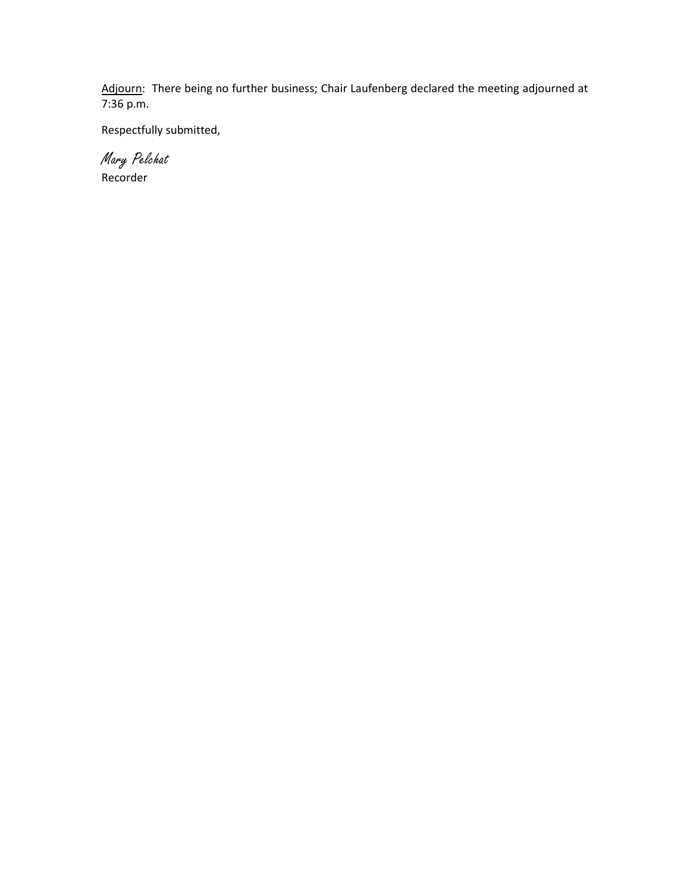<u>Adjourn</u>: There being no further business; Chair Laufenberg declared the meeting adjourned at 7:36 p.m.

Respectfully submitted,

*Mary Pelchat*
Recorder